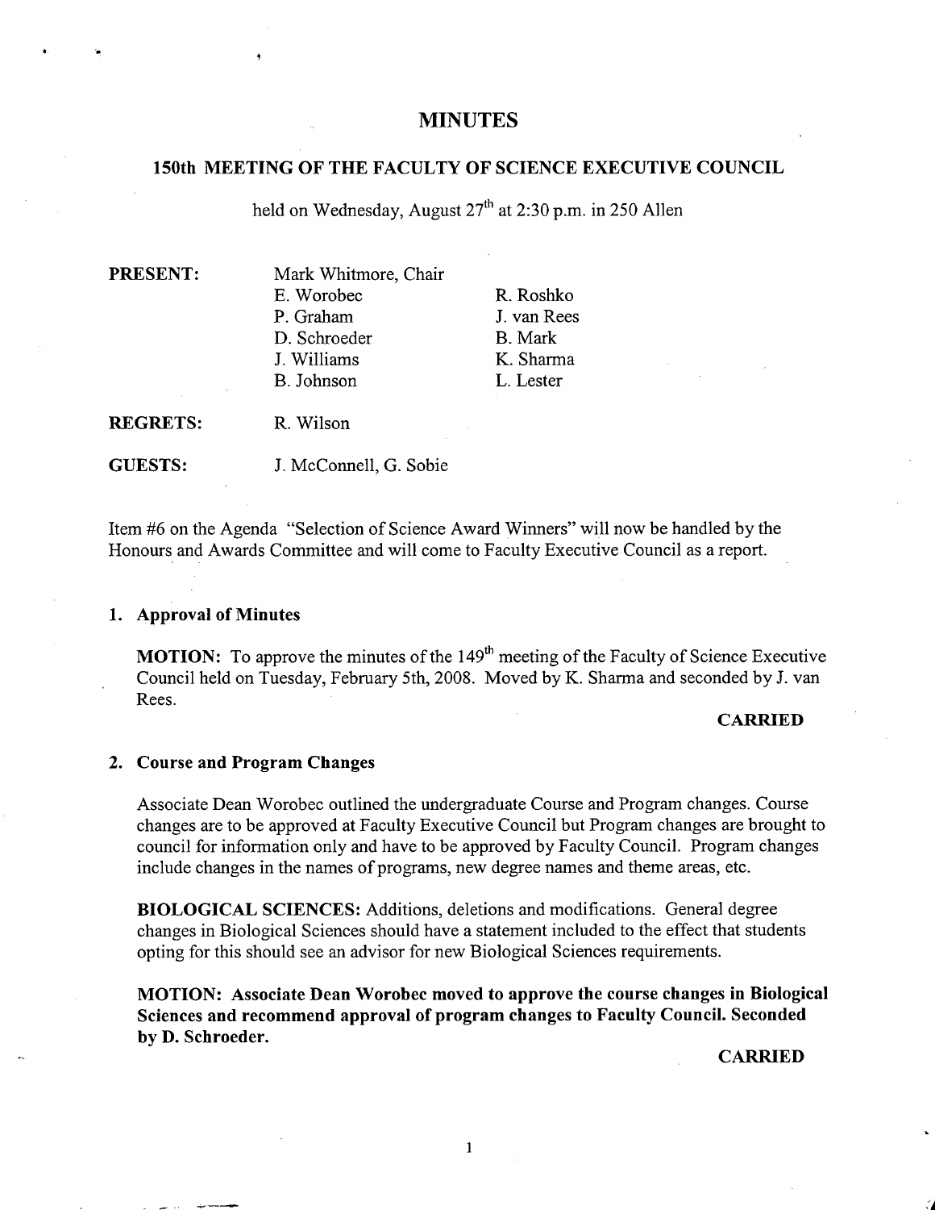# MINUTES

## 150th MEETING OF THE FACULTY OF SCIENCE EXECUTIVE COUNCIL

held on Wednesday, August 27th at 2:30 p.m. in 250 Allen

| | | |
|---|---|---|
| **PRESENT:** | Mark Whitmore, Chair | |
| | E. Worobec | R. Roshko |
| | P. Graham | J. van Rees |
| | D. Schroeder | B. Mark |
| | J. Williams | K. Sharma |
| | B. Johnson | L. Lester |
| **REGRETS:** | R. Wilson | |
| **GUESTS:** | J. McConnell, G. Sobie | |

Item #6 on the Agenda "Selection of Science Award Winners" will now be handled by the Honours and Awards Committee and will come to Faculty Executive Council as a report.

### 1. Approval of Minutes

**MOTION:** To approve the minutes of the 149th meeting of the Faculty of Science Executive Council held on Tuesday, February 5th, 2008. Moved by K. Sharma and seconded by J. van Rees.

**CARRIED**

### 2. Course and Program Changes

Associate Dean Worobec outlined the undergraduate Course and Program changes. Course changes are to be approved at Faculty Executive Council but Program changes are brought to council for information only and have to be approved by Faculty Council. Program changes include changes in the names of programs, new degree names and theme areas, etc.

**BIOLOGICAL SCIENCES:** Additions, deletions and modifications. General degree changes in Biological Sciences should have a statement included to the effect that students opting for this should see an advisor for new Biological Sciences requirements.

**MOTION: Associate Dean Worobec moved to approve the course changes in Biological Sciences and recommend approval of program changes to Faculty Council. Seconded by D. Schroeder.**

**CARRIED**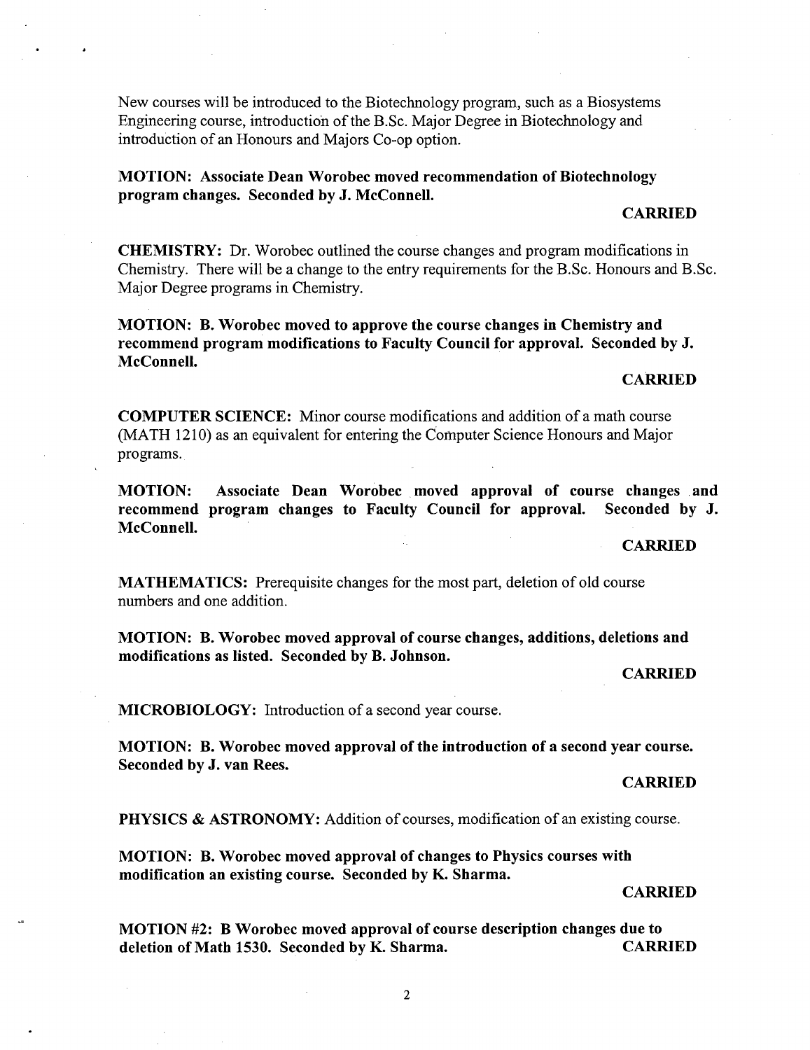New courses will be introduced to the Biotechnology program, such as a Biosystems Engineering course, introduction of the B.Sc. Major Degree in Biotechnology and introduction of an Honours and Majors Co-op option.

**MOTION: Associate Dean Worobec moved recommendation of Biotechnology program changes. Seconded by J. McConnell.**

**CARRIED**

**CHEMISTRY:** Dr. Worobec outlined the course changes and program modifications in Chemistry. There will be a change to the entry requirements for the B.Sc. Honours and B.Sc. Major Degree programs in Chemistry.

**MOTION: B. Worobec moved to approve the course changes in Chemistry and recommend program modifications to Faculty Council for approval. Seconded by J. McConnell.**

**CARRIED**

**COMPUTER SCIENCE:** Minor course modifications and addition of a math course (MATH 1210) as an equivalent for entering the Computer Science Honours and Major programs.

**MOTION: Associate Dean Worobec moved approval of course changes and recommend program changes to Faculty Council for approval. Seconded by J. McConnell.**

**CARRIED**

**MATHEMATICS:** Prerequisite changes for the most part, deletion of old course numbers and one addition.

**MOTION: B. Worobec moved approval of course changes, additions, deletions and modifications as listed. Seconded by B. Johnson.**

**CARRIED**

**MICROBIOLOGY:** Introduction of a second year course.

**MOTION: B. Worobec moved approval of the introduction of a second year course. Seconded by J. van Rees.**

**CARRIED**

**PHYSICS & ASTRONOMY:** Addition of courses, modification of an existing course.

**MOTION: B. Worobec moved approval of changes to Physics courses with modification an existing course. Seconded by K. Sharma.**

**CARRIED**

**MOTION #2: B Worobec moved approval of course description changes due to deletion of Math 1530. Seconded by K. Sharma.** **CARRIED**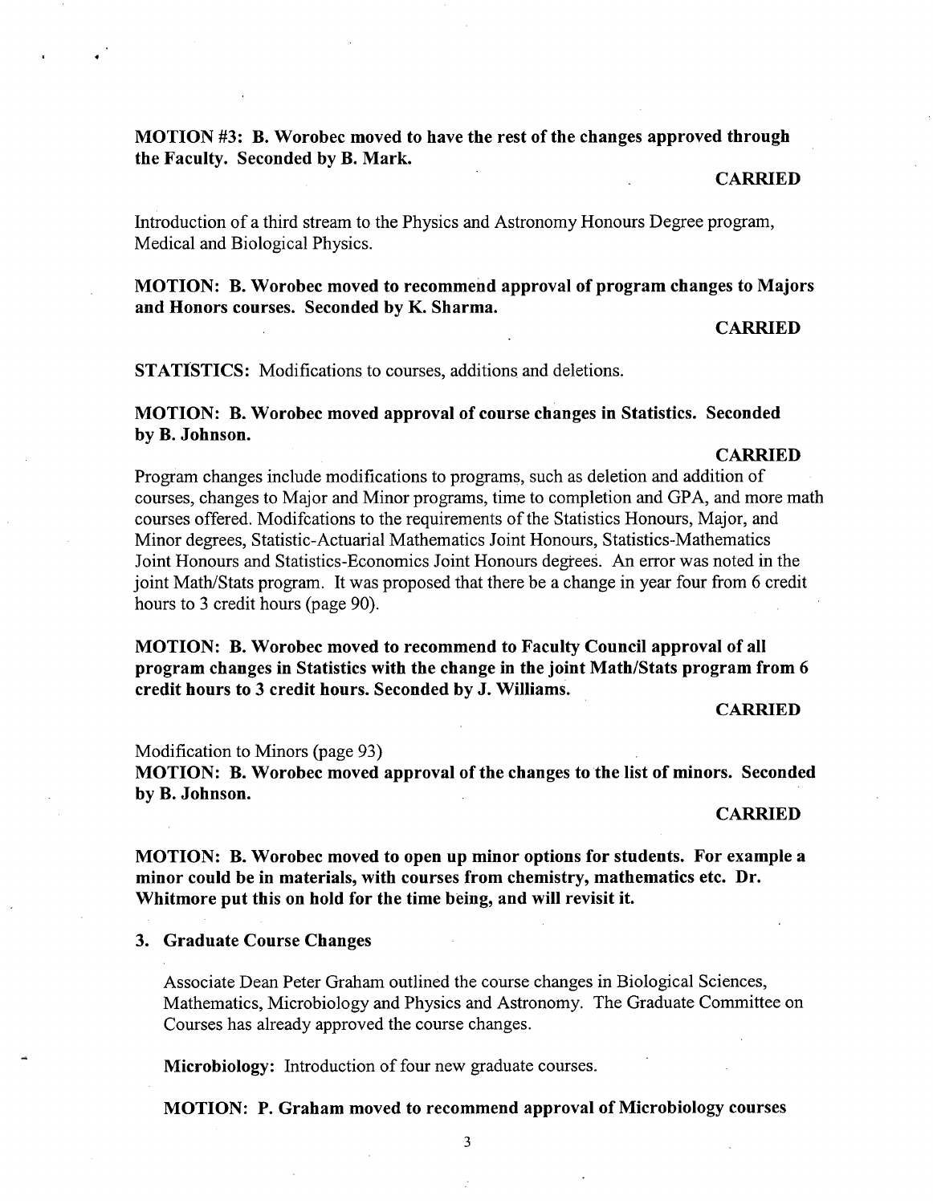**MOTION #3: B. Worobec moved to have the rest of the changes approved through the Faculty. Seconded by B. Mark.**

**CARRIED**

Introduction of a third stream to the Physics and Astronomy Honours Degree program, Medical and Biological Physics.

**MOTION: B. Worobec moved to recommend approval of program changes to Majors and Honors courses. Seconded by K. Sharma.**

**CARRIED**

**STATISTICS:** Modifications to courses, additions and deletions.

**MOTION: B. Worobec moved approval of course changes in Statistics. Seconded by B. Johnson.**

**CARRIED**

Program changes include modifications to programs, such as deletion and addition of courses, changes to Major and Minor programs, time to completion and GPA, and more math courses offered. Modifcations to the requirements of the Statistics Honours, Major, and Minor degrees, Statistic-Actuarial Mathematics Joint Honours, Statistics-Mathematics Joint Honours and Statistics-Economics Joint Honours degrees. An error was noted in the joint Math/Stats program. It was proposed that there be a change in year four from 6 credit hours to 3 credit hours (page 90).

**MOTION: B. Worobec moved to recommend to Faculty Council approval of all program changes in Statistics with the change in the joint Math/Stats program from 6 credit hours to 3 credit hours. Seconded by J. Williams.**

**CARRIED**

Modification to Minors (page 93)

**MOTION: B. Worobec moved approval of the changes to the list of minors. Seconded by B. Johnson.**

**CARRIED**

**MOTION: B. Worobec moved to open up minor options for students. For example a minor could be in materials, with courses from chemistry, mathematics etc. Dr. Whitmore put this on hold for the time being, and will revisit it.**

### 3. Graduate Course Changes

Associate Dean Peter Graham outlined the course changes in Biological Sciences, Mathematics, Microbiology and Physics and Astronomy. The Graduate Committee on Courses has already approved the course changes.

**Microbiology:** Introduction of four new graduate courses.

**MOTION: P. Graham moved to recommend approval of Microbiology courses**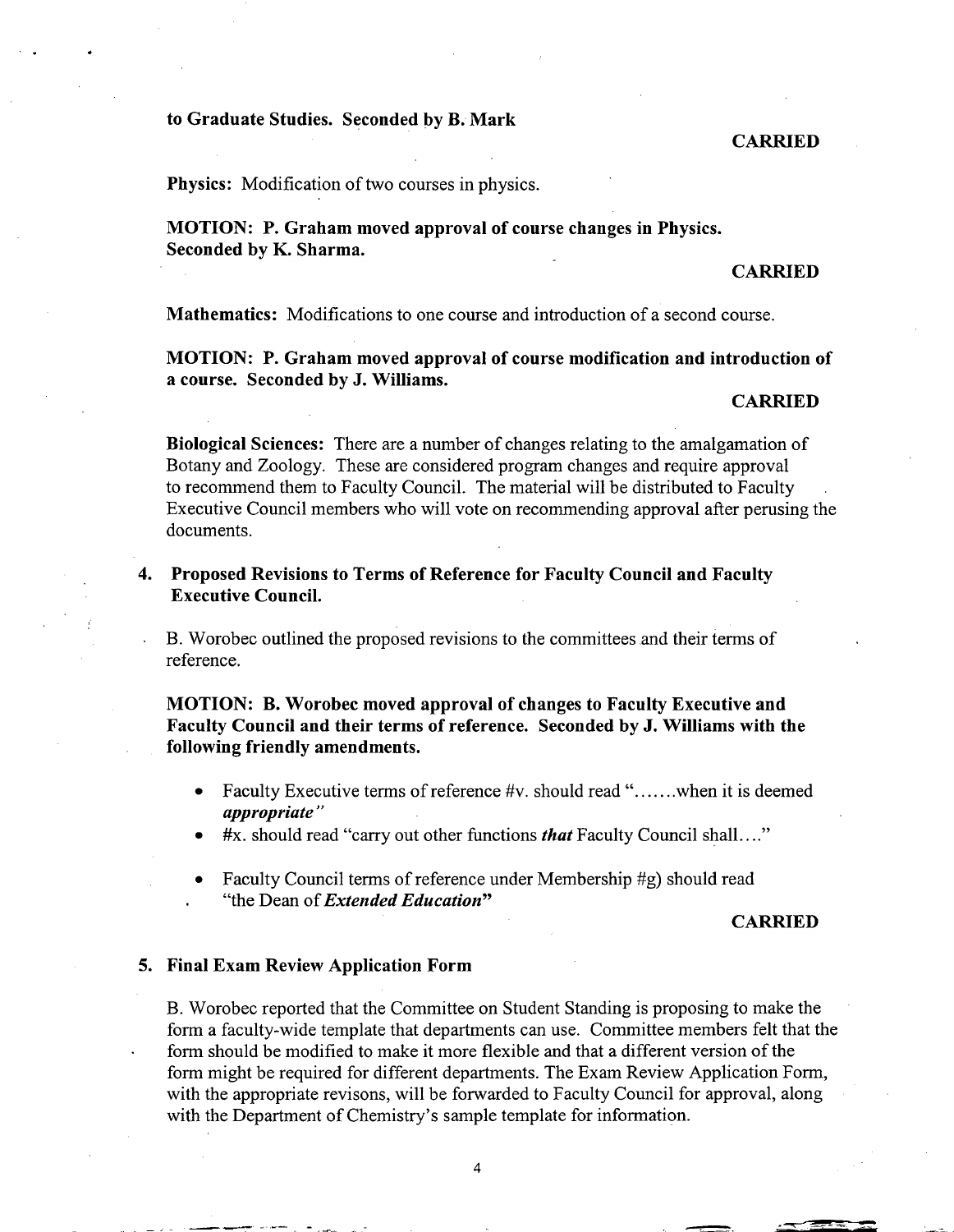**to Graduate Studies. Seconded by B. Mark**

**CARRIED**

**Physics:** Modification of two courses in physics.

**MOTION: P. Graham moved approval of course changes in Physics. Seconded by K. Sharma.**

**CARRIED**

**Mathematics:** Modifications to one course and introduction of a second course.

**MOTION: P. Graham moved approval of course modification and introduction of a course. Seconded by J. Williams.**

**CARRIED**

**Biological Sciences:** There are a number of changes relating to the amalgamation of Botany and Zoology. These are considered program changes and require approval to recommend them to Faculty Council. The material will be distributed to Faculty Executive Council members who will vote on recommending approval after perusing the documents.

**4. Proposed Revisions to Terms of Reference for Faculty Council and Faculty Executive Council.**

B. Worobec outlined the proposed revisions to the committees and their terms of reference.

**MOTION: B. Worobec moved approval of changes to Faculty Executive and Faculty Council and their terms of reference. Seconded by J. Williams with the following friendly amendments.**

- Faculty Executive terms of reference #v. should read ".......when it is deemed ***appropriate***"
- #x. should read "carry out other functions ***that*** Faculty Council shall...."
- Faculty Council terms of reference under Membership #g) should read "the Dean of ***Extended Education***"

**CARRIED**

**5. Final Exam Review Application Form**

B. Worobec reported that the Committee on Student Standing is proposing to make the form a faculty-wide template that departments can use. Committee members felt that the form should be modified to make it more flexible and that a different version of the form might be required for different departments. The Exam Review Application Form, with the appropriate revisons, will be forwarded to Faculty Council for approval, along with the Department of Chemistry's sample template for information.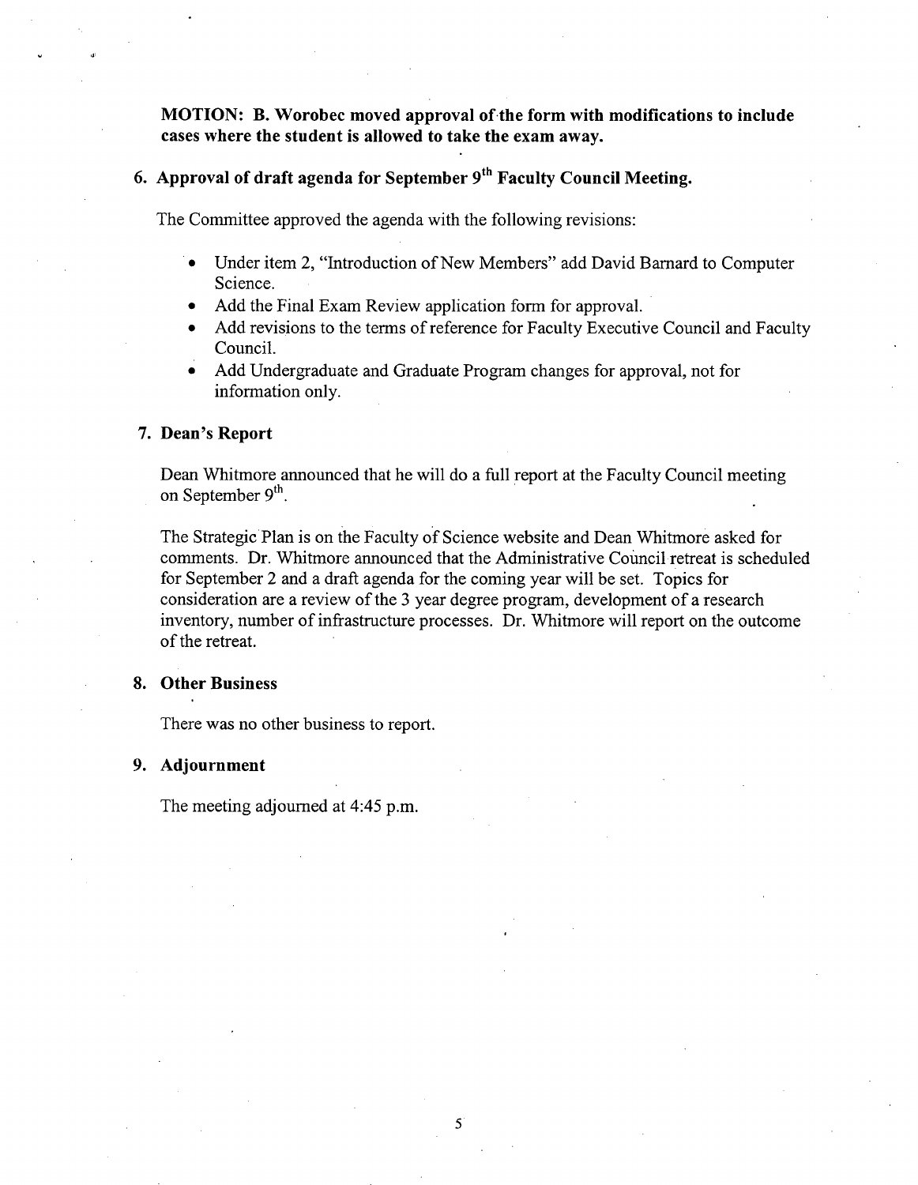**MOTION: B. Worobec moved approval of the form with modifications to include cases where the student is allowed to take the exam away.**

## 6. Approval of draft agenda for September 9th Faculty Council Meeting.

The Committee approved the agenda with the following revisions:

- Under item 2, "Introduction of New Members" add David Barnard to Computer Science.
- Add the Final Exam Review application form for approval.
- Add revisions to the terms of reference for Faculty Executive Council and Faculty Council.
- Add Undergraduate and Graduate Program changes for approval, not for information only.

## 7. Dean's Report

Dean Whitmore announced that he will do a full report at the Faculty Council meeting on September 9th.

The Strategic Plan is on the Faculty of Science website and Dean Whitmore asked for comments. Dr. Whitmore announced that the Administrative Council retreat is scheduled for September 2 and a draft agenda for the coming year will be set. Topics for consideration are a review of the 3 year degree program, development of a research inventory, number of infrastructure processes. Dr. Whitmore will report on the outcome of the retreat.

## 8. Other Business

There was no other business to report.

## 9. Adjournment

The meeting adjourned at 4:45 p.m.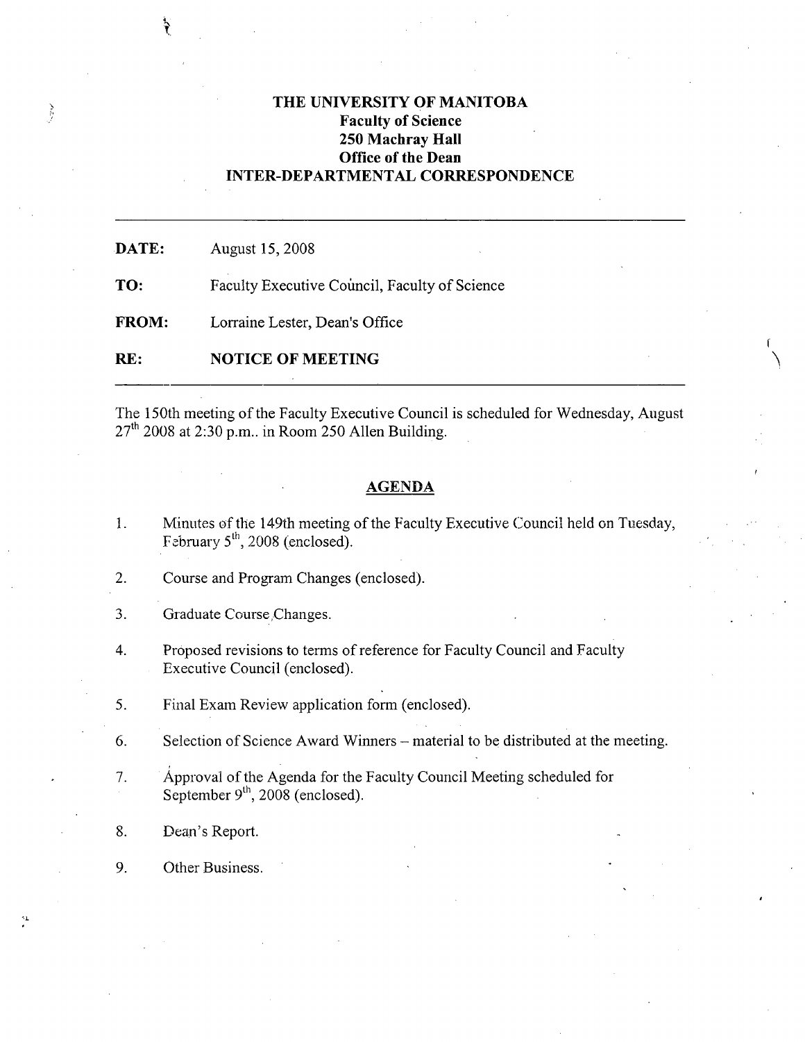**THE UNIVERSITY OF MANITOBA**
**Faculty of Science**
**250 Machray Hall**
**Office of the Dean**
**INTER-DEPARTMENTAL CORRESPONDENCE**

---

**DATE:** August 15, 2008

**TO:** Faculty Executive Council, Faculty of Science

**FROM:** Lorraine Lester, Dean's Office

**RE:** **NOTICE OF MEETING**

---

The 150th meeting of the Faculty Executive Council is scheduled for Wednesday, August 27th 2008 at 2:30 p.m.. in Room 250 Allen Building.

## AGENDA

1. Minutes of the 149th meeting of the Faculty Executive Council held on Tuesday, February 5th, 2008 (enclosed).

2. Course and Program Changes (enclosed).

3. Graduate Course Changes.

4. Proposed revisions to terms of reference for Faculty Council and Faculty Executive Council (enclosed).

5. Final Exam Review application form (enclosed).

6. Selection of Science Award Winners – material to be distributed at the meeting.

7. Approval of the Agenda for the Faculty Council Meeting scheduled for September 9th, 2008 (enclosed).

8. Dean's Report.

9. Other Business.